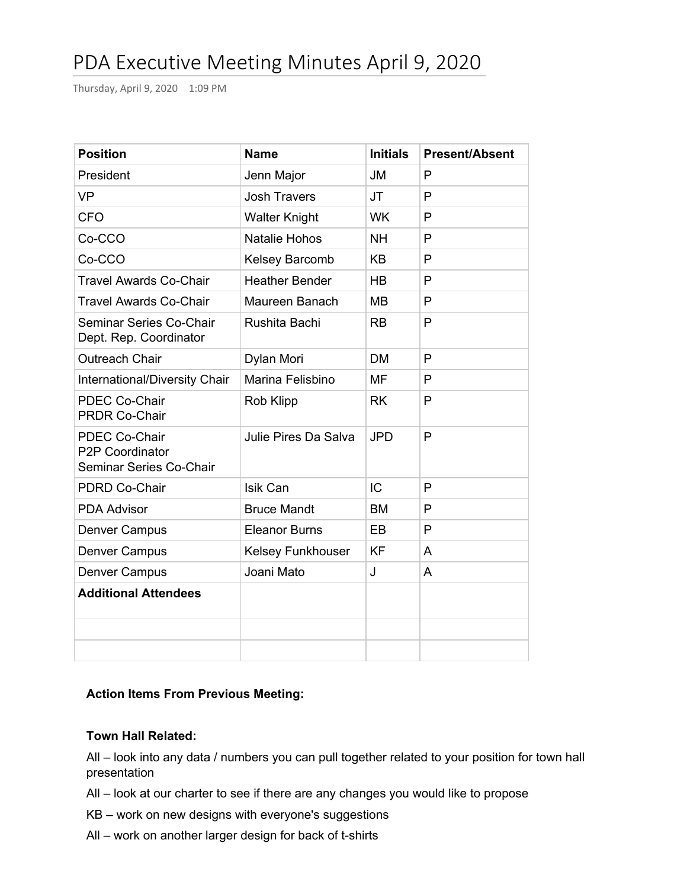# PDA Executive Meeting Minutes April 9, 2020

Thursday, April 9, 2020 1:09 PM

| Position | Name | Initials | Present/Absent |
|---|---|---|---|
| President | Jenn Major | JM | P |
| VP | Josh Travers | JT | P |
| CFO | Walter Knight | WK | P |
| Co-CCO | Natalie Hohos | NH | P |
| Co-CCO | Kelsey Barcomb | KB | P |
| Travel Awards Co-Chair | Heather Bender | HB | P |
| Travel Awards Co-Chair | Maureen Banach | MB | P |
| Seminar Series Co-Chair<br>Dept. Rep. Coordinator | Rushita Bachi | RB | P |
| Outreach Chair | Dylan Mori | DM | P |
| International/Diversity Chair | Marina Felisbino | MF | P |
| PDEC Co-Chair<br>PRDR Co-Chair | Rob Klipp | RK | P |
| PDEC Co-Chair<br>P2P Coordinator<br>Seminar Series Co-Chair | Julie Pires Da Salva | JPD | P |
| PDRD Co-Chair | Isik Can | IC | P |
| PDA Advisor | Bruce Mandt | BM | P |
| Denver Campus | Eleanor Burns | EB | P |
| Denver Campus | Kelsey Funkhouser | KF | A |
| Denver Campus | Joani Mato | J | A |
| **Additional Attendees** | | | |
| | | | |
| | | | |

**Action Items From Previous Meeting:**

**Town Hall Related:**

All – look into any data / numbers you can pull together related to your position for town hall presentation

All – look at our charter to see if there are any changes you would like to propose

KB – work on new designs with everyone's suggestions

All – work on another larger design for back of t-shirts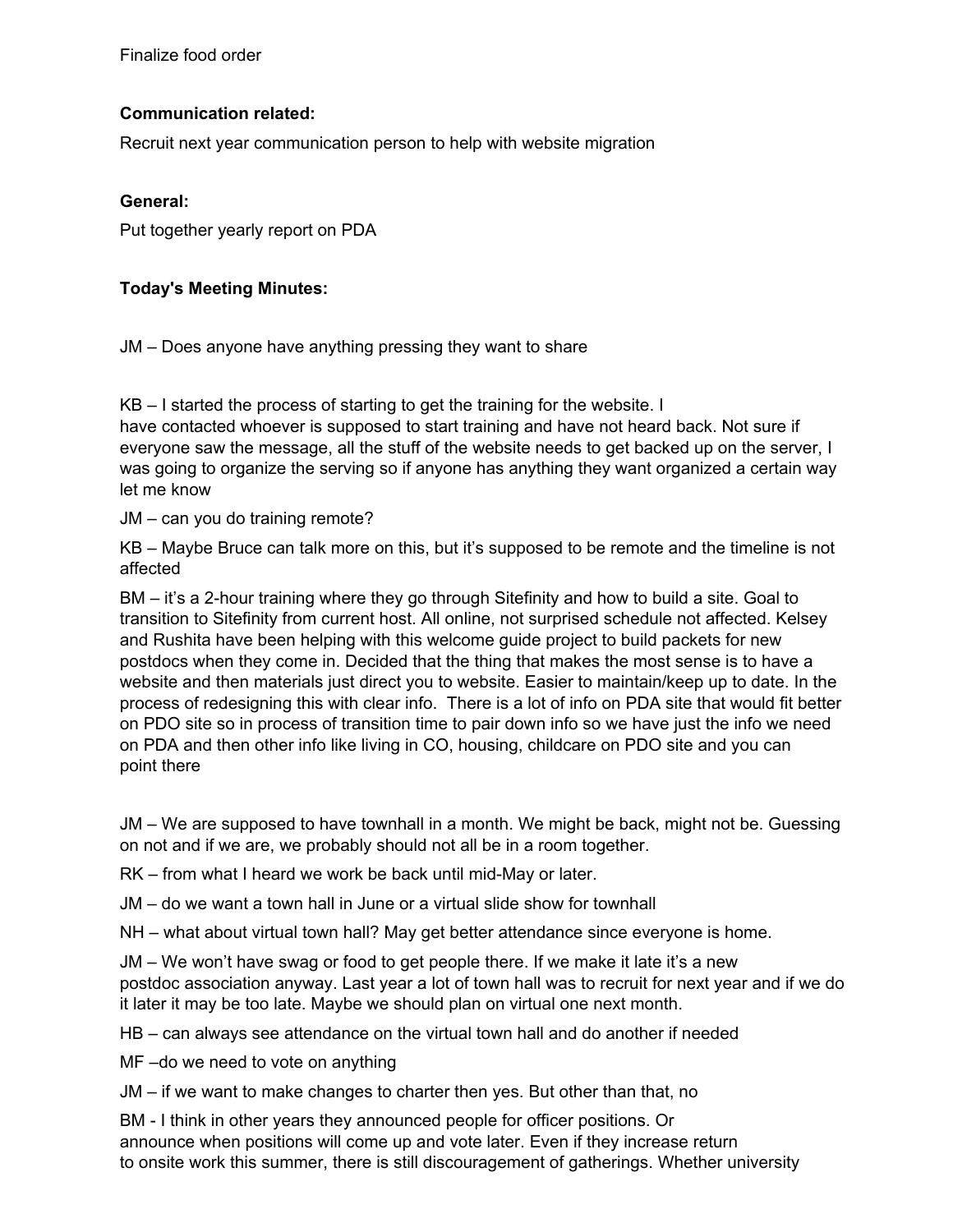Finalize food order

**Communication related:**

Recruit next year communication person to help with website migration

**General:**

Put together yearly report on PDA

**Today's Meeting Minutes:**

JM – Does anyone have anything pressing they want to share

KB – I started the process of starting to get the training for the website. I have contacted whoever is supposed to start training and have not heard back. Not sure if everyone saw the message, all the stuff of the website needs to get backed up on the server, I was going to organize the serving so if anyone has anything they want organized a certain way let me know

JM – can you do training remote?

KB – Maybe Bruce can talk more on this, but it's supposed to be remote and the timeline is not affected

BM – it's a 2-hour training where they go through Sitefinity and how to build a site. Goal to transition to Sitefinity from current host. All online, not surprised schedule not affected. Kelsey and Rushita have been helping with this welcome guide project to build packets for new postdocs when they come in. Decided that the thing that makes the most sense is to have a website and then materials just direct you to website. Easier to maintain/keep up to date. In the process of redesigning this with clear info. There is a lot of info on PDA site that would fit better on PDO site so in process of transition time to pair down info so we have just the info we need on PDA and then other info like living in CO, housing, childcare on PDO site and you can point there

JM – We are supposed to have townhall in a month. We might be back, might not be. Guessing on not and if we are, we probably should not all be in a room together.

RK – from what I heard we work be back until mid-May or later.

JM – do we want a town hall in June or a virtual slide show for townhall

NH – what about virtual town hall? May get better attendance since everyone is home.

JM – We won't have swag or food to get people there. If we make it late it's a new postdoc association anyway. Last year a lot of town hall was to recruit for next year and if we do it later it may be too late. Maybe we should plan on virtual one next month.

HB – can always see attendance on the virtual town hall and do another if needed

MF –do we need to vote on anything

JM – if we want to make changes to charter then yes. But other than that, no

BM - I think in other years they announced people for officer positions. Or announce when positions will come up and vote later. Even if they increase return to onsite work this summer, there is still discouragement of gatherings. Whether university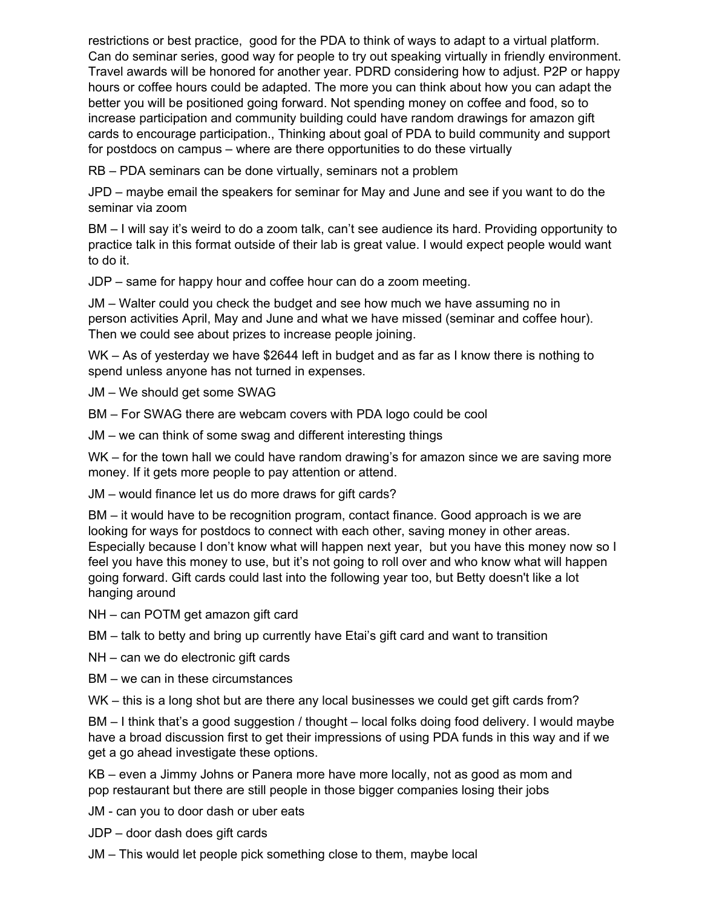restrictions or best practice, good for the PDA to think of ways to adapt to a virtual platform. Can do seminar series, good way for people to try out speaking virtually in friendly environment. Travel awards will be honored for another year. PDRD considering how to adjust. P2P or happy hours or coffee hours could be adapted. The more you can think about how you can adapt the better you will be positioned going forward. Not spending money on coffee and food, so to increase participation and community building could have random drawings for amazon gift cards to encourage participation., Thinking about goal of PDA to build community and support for postdocs on campus – where are there opportunities to do these virtually

RB – PDA seminars can be done virtually, seminars not a problem

JPD – maybe email the speakers for seminar for May and June and see if you want to do the seminar via zoom

BM – I will say it's weird to do a zoom talk, can't see audience its hard. Providing opportunity to practice talk in this format outside of their lab is great value. I would expect people would want to do it.

JDP – same for happy hour and coffee hour can do a zoom meeting.

JM – Walter could you check the budget and see how much we have assuming no in person activities April, May and June and what we have missed (seminar and coffee hour). Then we could see about prizes to increase people joining.

WK – As of yesterday we have $2644 left in budget and as far as I know there is nothing to spend unless anyone has not turned in expenses.

JM – We should get some SWAG

BM – For SWAG there are webcam covers with PDA logo could be cool

JM – we can think of some swag and different interesting things

WK – for the town hall we could have random drawing's for amazon since we are saving more money. If it gets more people to pay attention or attend.

JM – would finance let us do more draws for gift cards?

BM – it would have to be recognition program, contact finance. Good approach is we are looking for ways for postdocs to connect with each other, saving money in other areas. Especially because I don't know what will happen next year, but you have this money now so I feel you have this money to use, but it's not going to roll over and who know what will happen going forward. Gift cards could last into the following year too, but Betty doesn't like a lot hanging around

NH – can POTM get amazon gift card

BM – talk to betty and bring up currently have Etai's gift card and want to transition

NH – can we do electronic gift cards

BM – we can in these circumstances

WK – this is a long shot but are there any local businesses we could get gift cards from?

BM – I think that's a good suggestion / thought – local folks doing food delivery. I would maybe have a broad discussion first to get their impressions of using PDA funds in this way and if we get a go ahead investigate these options.

KB – even a Jimmy Johns or Panera more have more locally, not as good as mom and pop restaurant but there are still people in those bigger companies losing their jobs

JM - can you to door dash or uber eats

JDP – door dash does gift cards

JM – This would let people pick something close to them, maybe local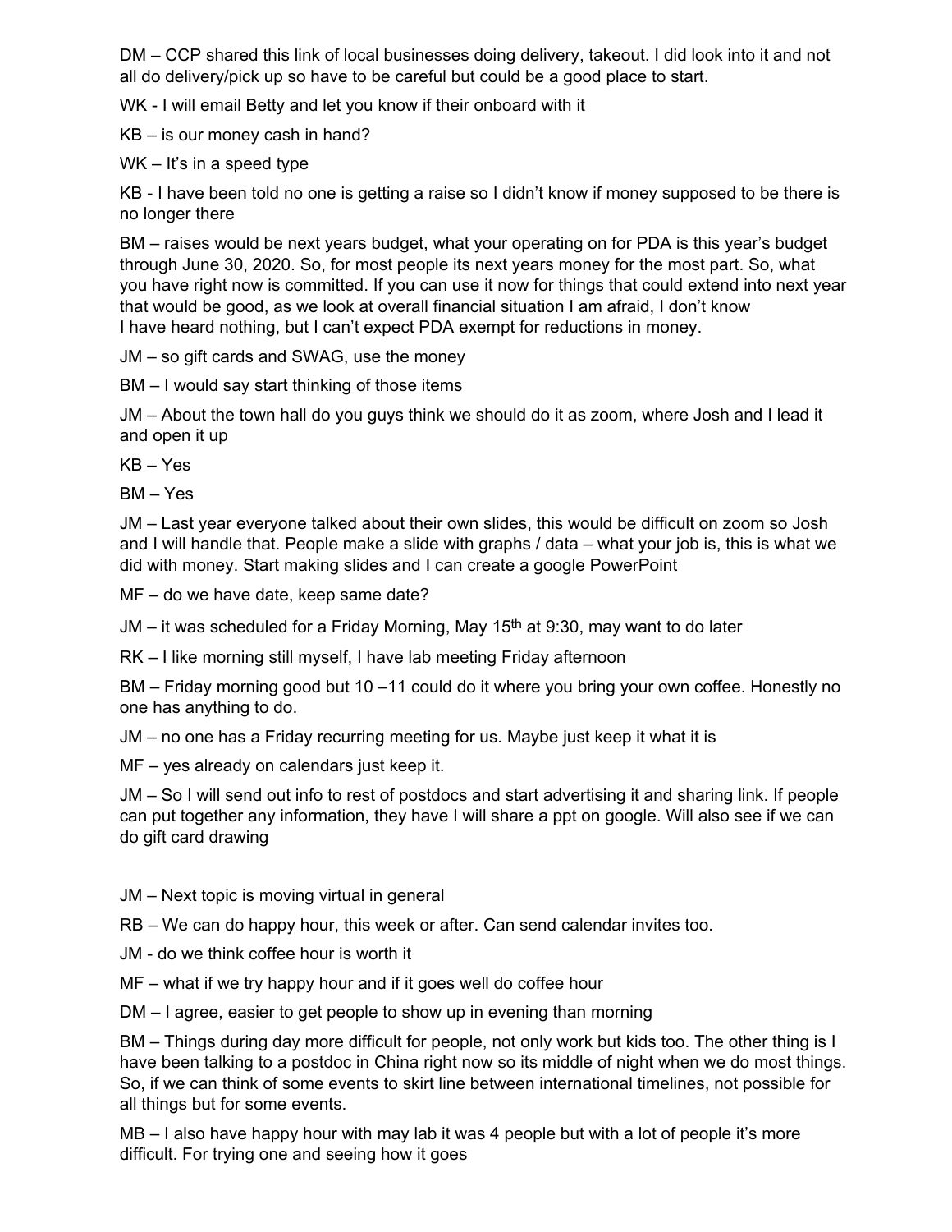DM – CCP shared this link of local businesses doing delivery, takeout. I did look into it and not all do delivery/pick up so have to be careful but could be a good place to start.

WK - I will email Betty and let you know if their onboard with it

KB – is our money cash in hand?

WK – It's in a speed type

KB - I have been told no one is getting a raise so I didn't know if money supposed to be there is no longer there

BM – raises would be next years budget, what your operating on for PDA is this year's budget through June 30, 2020. So, for most people its next years money for the most part. So, what you have right now is committed. If you can use it now for things that could extend into next year that would be good, as we look at overall financial situation I am afraid, I don't know
I have heard nothing, but I can't expect PDA exempt for reductions in money.

JM – so gift cards and SWAG, use the money

BM – I would say start thinking of those items

JM – About the town hall do you guys think we should do it as zoom, where Josh and I lead it and open it up

KB – Yes

BM – Yes

JM – Last year everyone talked about their own slides, this would be difficult on zoom so Josh and I will handle that. People make a slide with graphs / data – what your job is, this is what we did with money. Start making slides and I can create a google PowerPoint

MF – do we have date, keep same date?

JM – it was scheduled for a Friday Morning, May 15th at 9:30, may want to do later

RK – I like morning still myself, I have lab meeting Friday afternoon

BM – Friday morning good but 10 –11 could do it where you bring your own coffee. Honestly no one has anything to do.

JM – no one has a Friday recurring meeting for us. Maybe just keep it what it is

MF – yes already on calendars just keep it.

JM – So I will send out info to rest of postdocs and start advertising it and sharing link. If people can put together any information, they have I will share a ppt on google. Will also see if we can do gift card drawing

JM – Next topic is moving virtual in general

RB – We can do happy hour, this week or after. Can send calendar invites too.

JM - do we think coffee hour is worth it

MF – what if we try happy hour and if it goes well do coffee hour

DM – I agree, easier to get people to show up in evening than morning

BM – Things during day more difficult for people, not only work but kids too. The other thing is I have been talking to a postdoc in China right now so its middle of night when we do most things. So, if we can think of some events to skirt line between international timelines, not possible for all things but for some events.

MB – I also have happy hour with may lab it was 4 people but with a lot of people it's more difficult. For trying one and seeing how it goes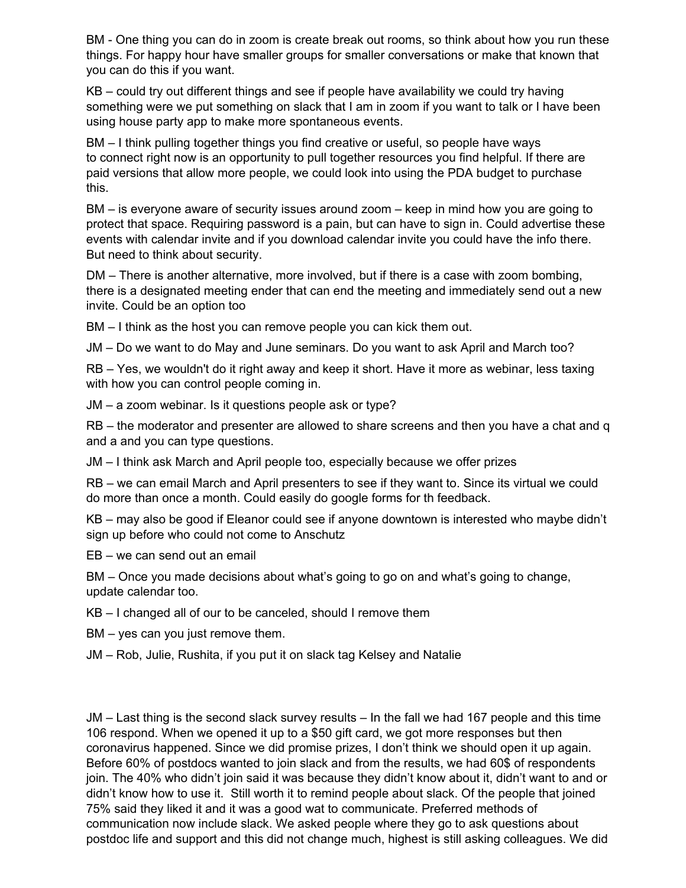BM - One thing you can do in zoom is create break out rooms, so think about how you run these things. For happy hour have smaller groups for smaller conversations or make that known that you can do this if you want.

KB – could try out different things and see if people have availability we could try having something were we put something on slack that I am in zoom if you want to talk or I have been using house party app to make more spontaneous events.

BM – I think pulling together things you find creative or useful, so people have ways to connect right now is an opportunity to pull together resources you find helpful. If there are paid versions that allow more people, we could look into using the PDA budget to purchase this.

BM – is everyone aware of security issues around zoom – keep in mind how you are going to protect that space. Requiring password is a pain, but can have to sign in. Could advertise these events with calendar invite and if you download calendar invite you could have the info there. But need to think about security.

DM – There is another alternative, more involved, but if there is a case with zoom bombing, there is a designated meeting ender that can end the meeting and immediately send out a new invite. Could be an option too

BM – I think as the host you can remove people you can kick them out.

JM – Do we want to do May and June seminars. Do you want to ask April and March too?

RB – Yes, we wouldn't do it right away and keep it short. Have it more as webinar, less taxing with how you can control people coming in.

JM – a zoom webinar. Is it questions people ask or type?

RB – the moderator and presenter are allowed to share screens and then you have a chat and q and a and you can type questions.

JM – I think ask March and April people too, especially because we offer prizes

RB – we can email March and April presenters to see if they want to. Since its virtual we could do more than once a month. Could easily do google forms for th feedback.

KB – may also be good if Eleanor could see if anyone downtown is interested who maybe didn't sign up before who could not come to Anschutz

EB – we can send out an email

BM – Once you made decisions about what's going to go on and what's going to change, update calendar too.

KB – I changed all of our to be canceled, should I remove them

BM – yes can you just remove them.

JM – Rob, Julie, Rushita, if you put it on slack tag Kelsey and Natalie

JM – Last thing is the second slack survey results – In the fall we had 167 people and this time 106 respond. When we opened it up to a $50 gift card, we got more responses but then coronavirus happened. Since we did promise prizes, I don't think we should open it up again. Before 60% of postdocs wanted to join slack and from the results, we had 60$ of respondents join. The 40% who didn't join said it was because they didn't know about it, didn't want to and or didn't know how to use it. Still worth it to remind people about slack. Of the people that joined 75% said they liked it and it was a good wat to communicate. Preferred methods of communication now include slack. We asked people where they go to ask questions about postdoc life and support and this did not change much, highest is still asking colleagues. We did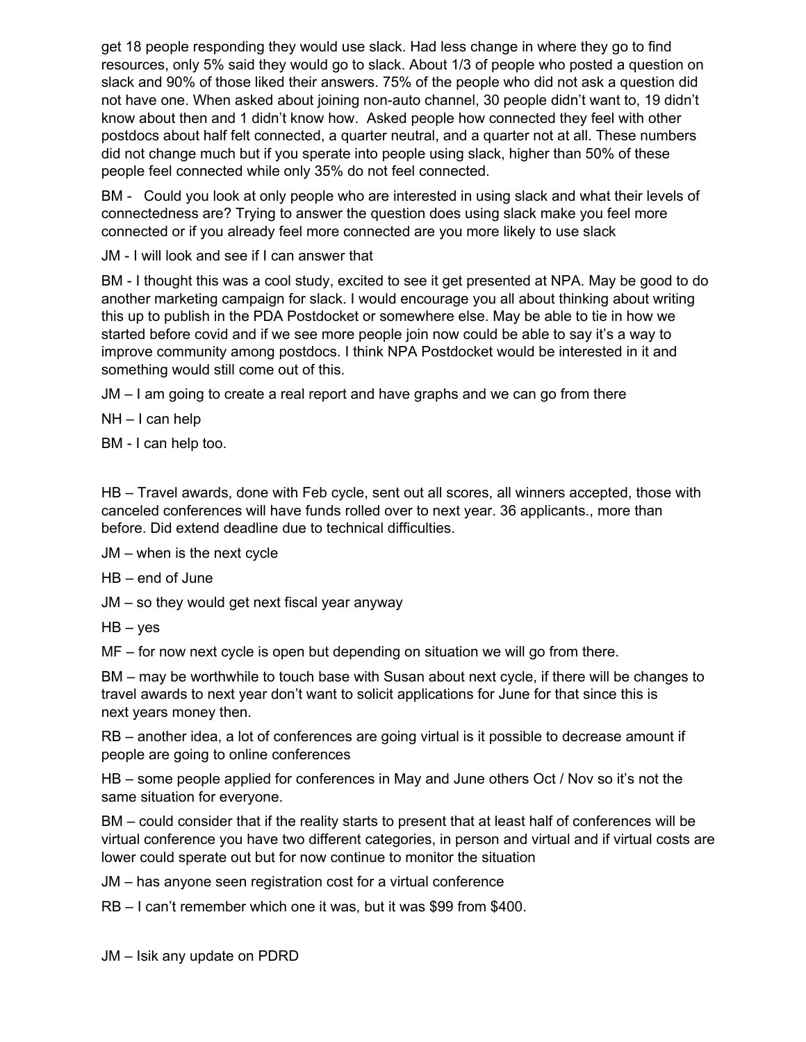get 18 people responding they would use slack. Had less change in where they go to find resources, only 5% said they would go to slack. About 1/3 of people who posted a question on slack and 90% of those liked their answers. 75% of the people who did not ask a question did not have one. When asked about joining non-auto channel, 30 people didn't want to, 19 didn't know about then and 1 didn't know how.  Asked people how connected they feel with other postdocs about half felt connected, a quarter neutral, and a quarter not at all. These numbers did not change much but if you sperate into people using slack, higher than 50% of these people feel connected while only 35% do not feel connected.

BM -   Could you look at only people who are interested in using slack and what their levels of connectedness are? Trying to answer the question does using slack make you feel more connected or if you already feel more connected are you more likely to use slack

JM - I will look and see if I can answer that

BM - I thought this was a cool study, excited to see it get presented at NPA. May be good to do another marketing campaign for slack. I would encourage you all about thinking about writing this up to publish in the PDA Postdocket or somewhere else. May be able to tie in how we started before covid and if we see more people join now could be able to say it's a way to improve community among postdocs. I think NPA Postdocket would be interested in it and something would still come out of this.

JM – I am going to create a real report and have graphs and we can go from there

NH – I can help

BM - I can help too.

HB – Travel awards, done with Feb cycle, sent out all scores, all winners accepted, those with canceled conferences will have funds rolled over to next year. 36 applicants., more than before. Did extend deadline due to technical difficulties.

JM – when is the next cycle

HB – end of June

JM – so they would get next fiscal year anyway

HB – yes

MF – for now next cycle is open but depending on situation we will go from there.

BM – may be worthwhile to touch base with Susan about next cycle, if there will be changes to travel awards to next year don't want to solicit applications for June for that since this is next years money then.

RB – another idea, a lot of conferences are going virtual is it possible to decrease amount if people are going to online conferences

HB – some people applied for conferences in May and June others Oct / Nov so it's not the same situation for everyone.

BM – could consider that if the reality starts to present that at least half of conferences will be virtual conference you have two different categories, in person and virtual and if virtual costs are lower could sperate out but for now continue to monitor the situation

JM – has anyone seen registration cost for a virtual conference

RB – I can't remember which one it was, but it was $99 from $400.

JM – Isik any update on PDRD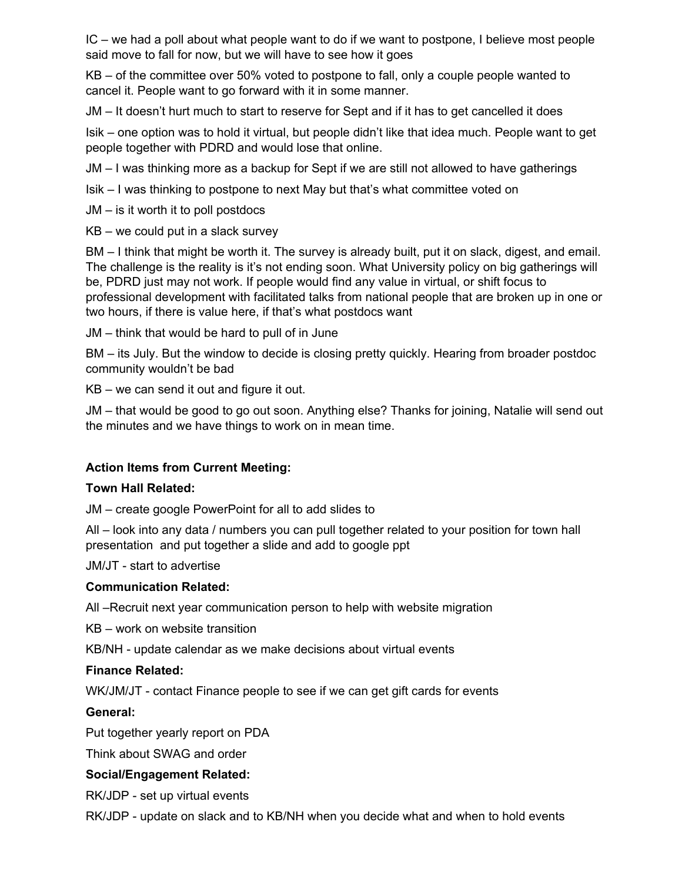IC – we had a poll about what people want to do if we want to postpone, I believe most people said move to fall for now, but we will have to see how it goes

KB – of the committee over 50% voted to postpone to fall, only a couple people wanted to cancel it. People want to go forward with it in some manner.

JM – It doesn't hurt much to start to reserve for Sept and if it has to get cancelled it does

Isik – one option was to hold it virtual, but people didn't like that idea much. People want to get people together with PDRD and would lose that online.

JM – I was thinking more as a backup for Sept if we are still not allowed to have gatherings

Isik – I was thinking to postpone to next May but that's what committee voted on

JM – is it worth it to poll postdocs

KB – we could put in a slack survey

BM – I think that might be worth it. The survey is already built, put it on slack, digest, and email. The challenge is the reality is it's not ending soon. What University policy on big gatherings will be, PDRD just may not work. If people would find any value in virtual, or shift focus to professional development with facilitated talks from national people that are broken up in one or two hours, if there is value here, if that's what postdocs want

JM – think that would be hard to pull of in June

BM – its July. But the window to decide is closing pretty quickly. Hearing from broader postdoc community wouldn't be bad

KB – we can send it out and figure it out.

JM – that would be good to go out soon. Anything else? Thanks for joining, Natalie will send out the minutes and we have things to work on in mean time.

**Action Items from Current Meeting:**

**Town Hall Related:**

JM – create google PowerPoint for all to add slides to

All – look into any data / numbers you can pull together related to your position for town hall presentation and put together a slide and add to google ppt

JM/JT - start to advertise

**Communication Related:**

All –Recruit next year communication person to help with website migration

KB – work on website transition

KB/NH - update calendar as we make decisions about virtual events

**Finance Related:**

WK/JM/JT - contact Finance people to see if we can get gift cards for events

**General:**

Put together yearly report on PDA

Think about SWAG and order

**Social/Engagement Related:**

RK/JDP - set up virtual events

RK/JDP - update on slack and to KB/NH when you decide what and when to hold events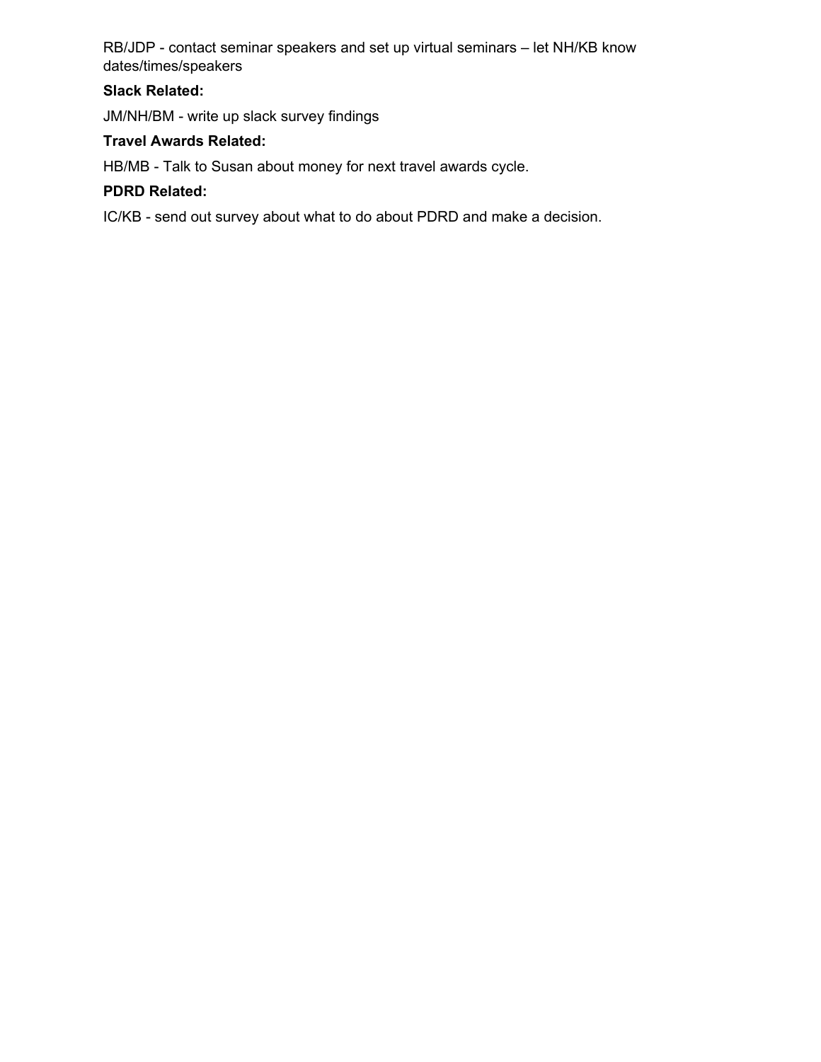RB/JDP - contact seminar speakers and set up virtual seminars – let NH/KB know dates/times/speakers

**Slack Related:**

JM/NH/BM - write up slack survey findings

**Travel Awards Related:**

HB/MB - Talk to Susan about money for next travel awards cycle.

**PDRD Related:**

IC/KB - send out survey about what to do about PDRD and make a decision.